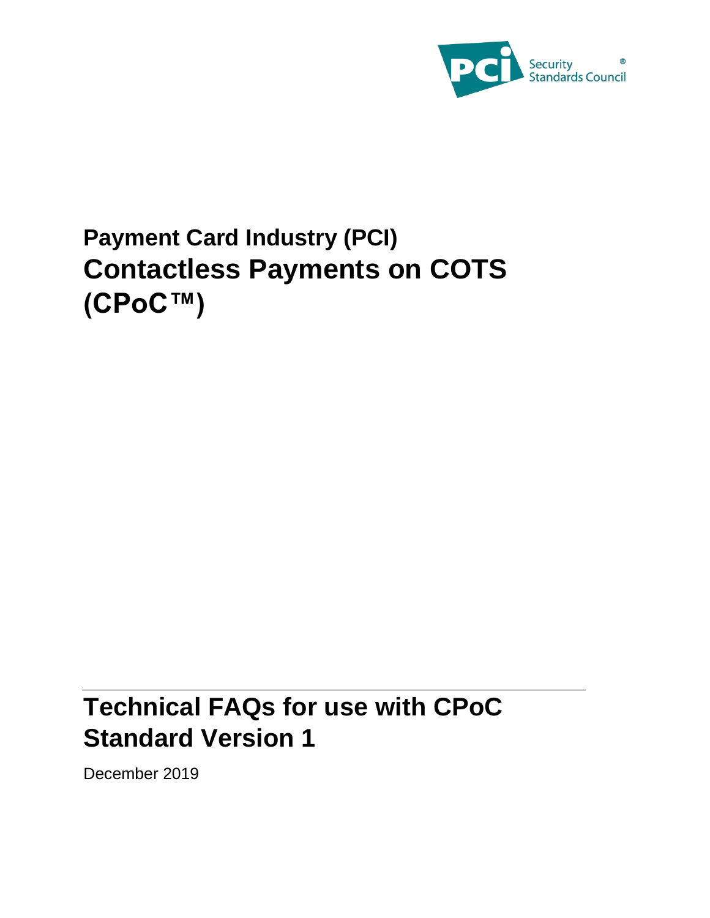Security Standards Council®

# Payment Card Industry (PCI)
# Contactless Payments on COTS (CPoC™)

## Technical FAQs for use with CPoC Standard Version 1

December 2019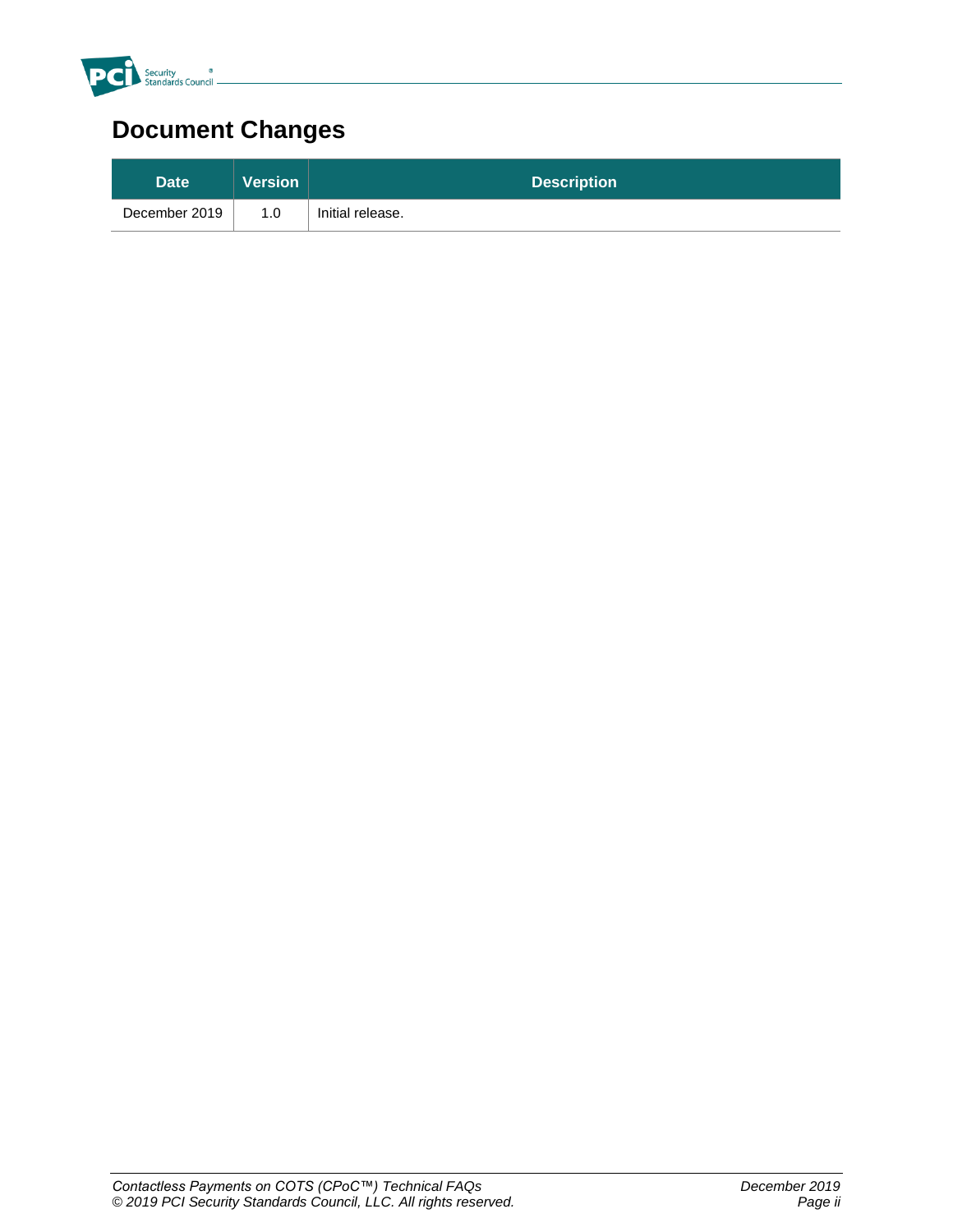# Document Changes

| Date | Version | Description |
| --- | --- | --- |
| December 2019 | 1.0 | Initial release. |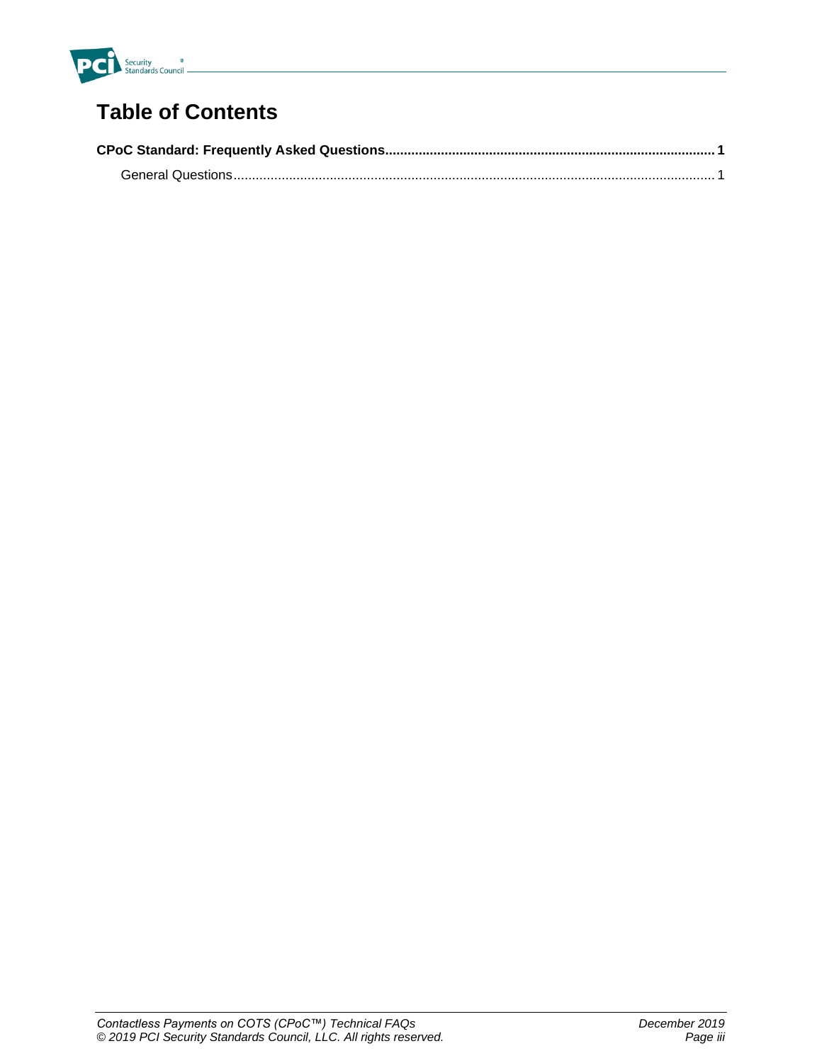# Table of Contents

**CPoC Standard: Frequently Asked Questions........................................................................................ 1**

General Questions................................................................................................................................ 1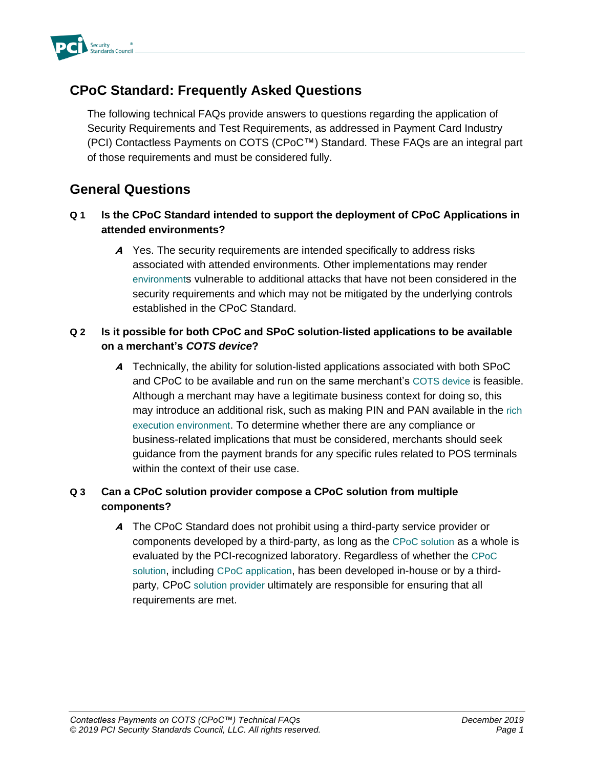# CPoC Standard: Frequently Asked Questions

The following technical FAQs provide answers to questions regarding the application of Security Requirements and Test Requirements, as addressed in Payment Card Industry (PCI) Contactless Payments on COTS (CPoC™) Standard. These FAQs are an integral part of those requirements and must be considered fully.

## General Questions

**Q 1 Is the CPoC Standard intended to support the deployment of CPoC Applications in attended environments?**

> ***A*** Yes. The security requirements are intended specifically to address risks associated with attended environments. Other implementations may render environments vulnerable to additional attacks that have not been considered in the security requirements and which may not be mitigated by the underlying controls established in the CPoC Standard.

**Q 2 Is it possible for both CPoC and SPoC solution-listed applications to be available on a merchant's *COTS device*?**

> ***A*** Technically, the ability for solution-listed applications associated with both SPoC and CPoC to be available and run on the same merchant's COTS device is feasible. Although a merchant may have a legitimate business context for doing so, this may introduce an additional risk, such as making PIN and PAN available in the rich execution environment. To determine whether there are any compliance or business-related implications that must be considered, merchants should seek guidance from the payment brands for any specific rules related to POS terminals within the context of their use case.

**Q 3 Can a CPoC solution provider compose a CPoC solution from multiple components?**

> ***A*** The CPoC Standard does not prohibit using a third-party service provider or components developed by a third-party, as long as the CPoC solution as a whole is evaluated by the PCI-recognized laboratory. Regardless of whether the CPoC solution, including CPoC application, has been developed in-house or by a third-party, CPoC solution provider ultimately are responsible for ensuring that all requirements are met.